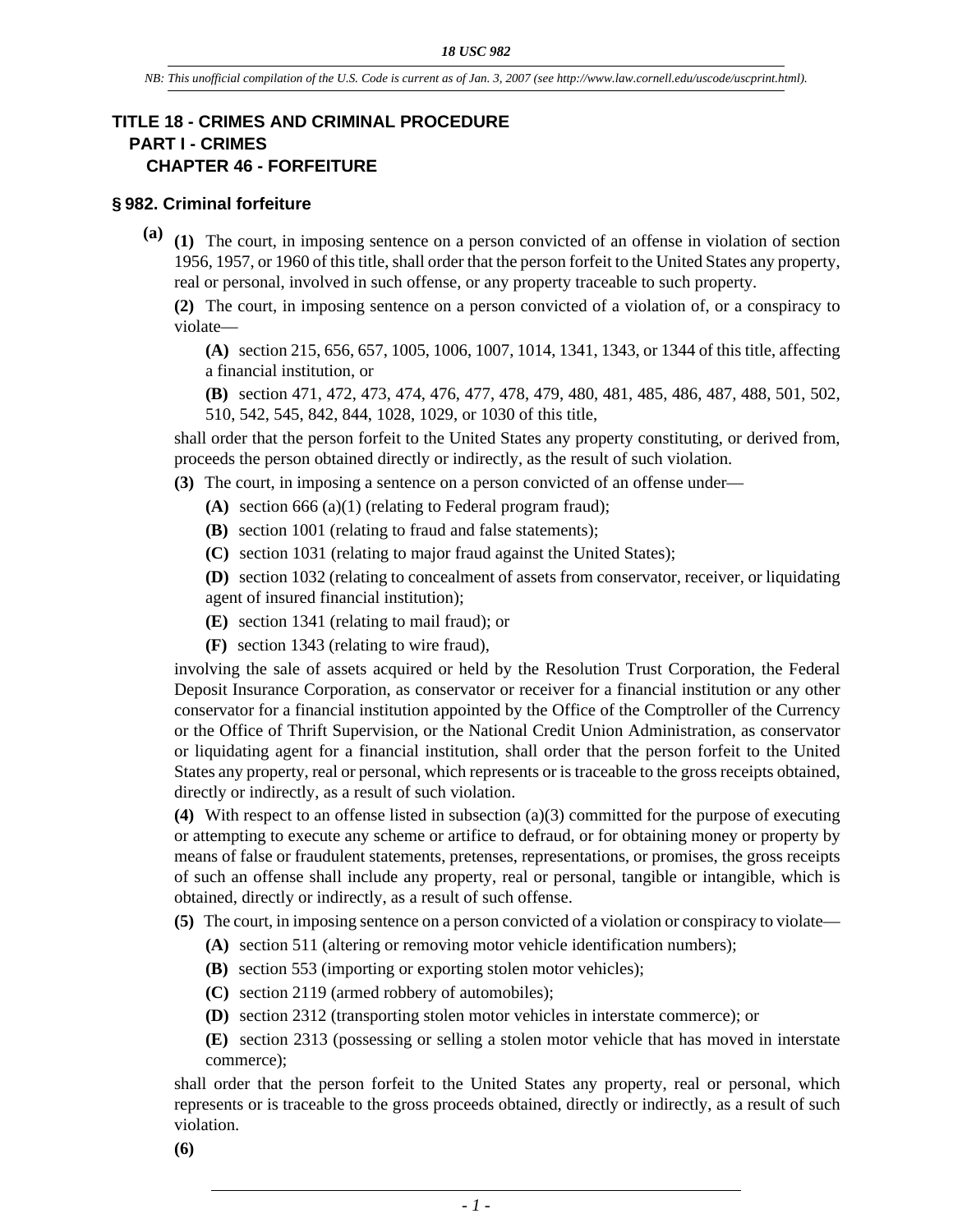# TITLE 18 - CRIMES AND CRIMINAL PROCEDURE

## PART I - CRIMES

### CHAPTER 46 - FORFEITURE

## § 982. Criminal forfeiture

**(a)** **(1)** The court, in imposing sentence on a person convicted of an offense in violation of section 1956, 1957, or 1960 of this title, shall order that the person forfeit to the United States any property, real or personal, involved in such offense, or any property traceable to such property.

**(2)** The court, in imposing sentence on a person convicted of a violation of, or a conspiracy to violate—

**(A)** section 215, 656, 657, 1005, 1006, 1007, 1014, 1341, 1343, or 1344 of this title, affecting a financial institution, or

**(B)** section 471, 472, 473, 474, 476, 477, 478, 479, 480, 481, 485, 486, 487, 488, 501, 502, 510, 542, 545, 842, 844, 1028, 1029, or 1030 of this title,

shall order that the person forfeit to the United States any property constituting, or derived from, proceeds the person obtained directly or indirectly, as the result of such violation.

**(3)** The court, in imposing a sentence on a person convicted of an offense under—

**(A)** section 666 (a)(1) (relating to Federal program fraud);

**(B)** section 1001 (relating to fraud and false statements);

**(C)** section 1031 (relating to major fraud against the United States);

**(D)** section 1032 (relating to concealment of assets from conservator, receiver, or liquidating agent of insured financial institution);

**(E)** section 1341 (relating to mail fraud); or

**(F)** section 1343 (relating to wire fraud),

involving the sale of assets acquired or held by the Resolution Trust Corporation, the Federal Deposit Insurance Corporation, as conservator or receiver for a financial institution or any other conservator for a financial institution appointed by the Office of the Comptroller of the Currency or the Office of Thrift Supervision, or the National Credit Union Administration, as conservator or liquidating agent for a financial institution, shall order that the person forfeit to the United States any property, real or personal, which represents or is traceable to the gross receipts obtained, directly or indirectly, as a result of such violation.

**(4)** With respect to an offense listed in subsection (a)(3) committed for the purpose of executing or attempting to execute any scheme or artifice to defraud, or for obtaining money or property by means of false or fraudulent statements, pretenses, representations, or promises, the gross receipts of such an offense shall include any property, real or personal, tangible or intangible, which is obtained, directly or indirectly, as a result of such offense.

**(5)** The court, in imposing sentence on a person convicted of a violation or conspiracy to violate—

**(A)** section 511 (altering or removing motor vehicle identification numbers);

**(B)** section 553 (importing or exporting stolen motor vehicles);

**(C)** section 2119 (armed robbery of automobiles);

**(D)** section 2312 (transporting stolen motor vehicles in interstate commerce); or

**(E)** section 2313 (possessing or selling a stolen motor vehicle that has moved in interstate commerce);

shall order that the person forfeit to the United States any property, real or personal, which represents or is traceable to the gross proceeds obtained, directly or indirectly, as a result of such violation.

**(6)**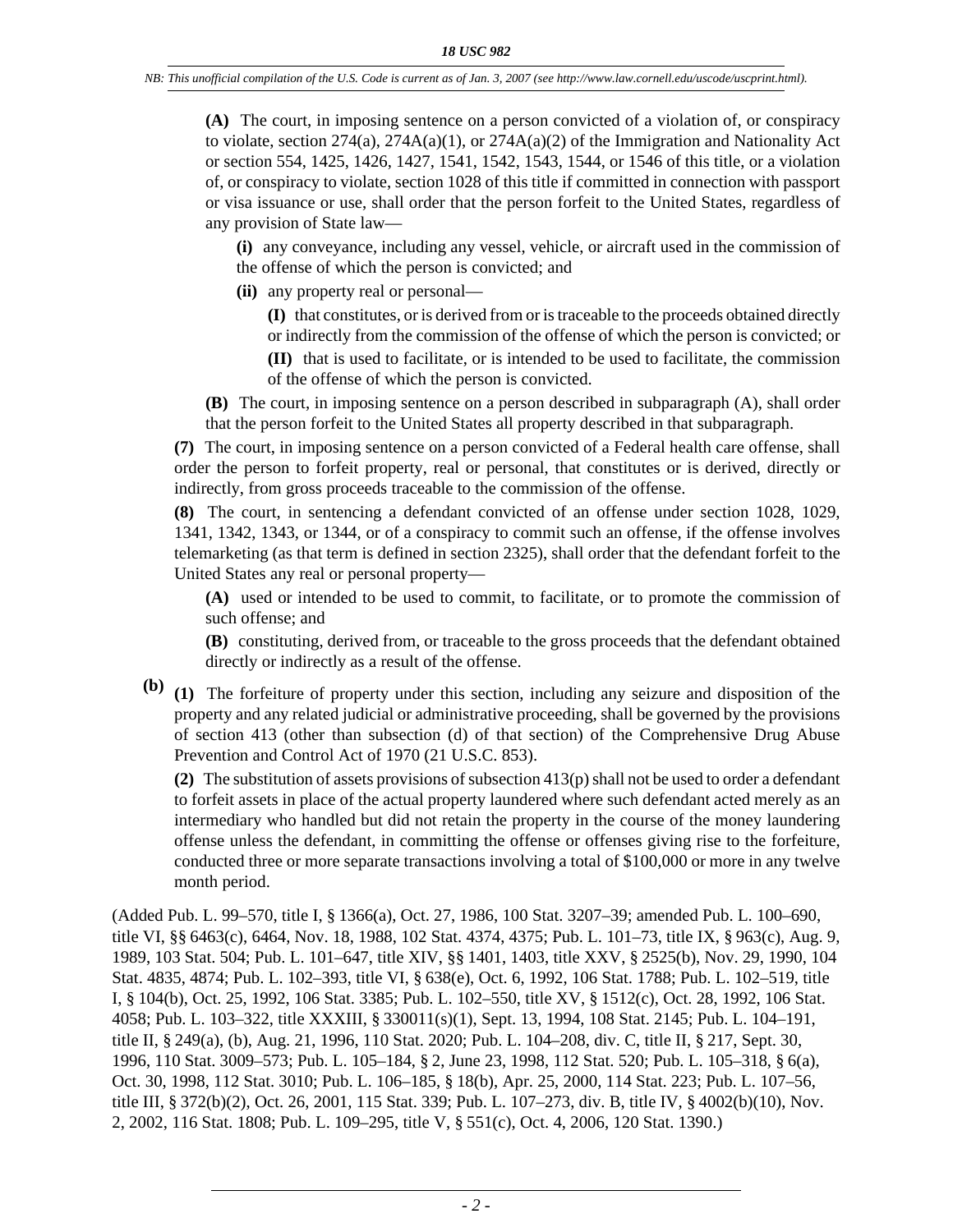**(A)** The court, in imposing sentence on a person convicted of a violation of, or conspiracy to violate, section 274(a), 274A(a)(1), or 274A(a)(2) of the Immigration and Nationality Act or section 554, 1425, 1426, 1427, 1541, 1542, 1543, 1544, or 1546 of this title, or a violation of, or conspiracy to violate, section 1028 of this title if committed in connection with passport or visa issuance or use, shall order that the person forfeit to the United States, regardless of any provision of State law—

**(i)** any conveyance, including any vessel, vehicle, or aircraft used in the commission of the offense of which the person is convicted; and

**(ii)** any property real or personal—

**(I)** that constitutes, or is derived from or is traceable to the proceeds obtained directly or indirectly from the commission of the offense of which the person is convicted; or

**(II)** that is used to facilitate, or is intended to be used to facilitate, the commission of the offense of which the person is convicted.

**(B)** The court, in imposing sentence on a person described in subparagraph (A), shall order that the person forfeit to the United States all property described in that subparagraph.

**(7)** The court, in imposing sentence on a person convicted of a Federal health care offense, shall order the person to forfeit property, real or personal, that constitutes or is derived, directly or indirectly, from gross proceeds traceable to the commission of the offense.

**(8)** The court, in sentencing a defendant convicted of an offense under section 1028, 1029, 1341, 1342, 1343, or 1344, or of a conspiracy to commit such an offense, if the offense involves telemarketing (as that term is defined in section 2325), shall order that the defendant forfeit to the United States any real or personal property—

**(A)** used or intended to be used to commit, to facilitate, or to promote the commission of such offense; and

**(B)** constituting, derived from, or traceable to the gross proceeds that the defendant obtained directly or indirectly as a result of the offense.

**(b)** **(1)** The forfeiture of property under this section, including any seizure and disposition of the property and any related judicial or administrative proceeding, shall be governed by the provisions of section 413 (other than subsection (d) of that section) of the Comprehensive Drug Abuse Prevention and Control Act of 1970 (21 U.S.C. 853).

**(2)** The substitution of assets provisions of subsection 413(p) shall not be used to order a defendant to forfeit assets in place of the actual property laundered where such defendant acted merely as an intermediary who handled but did not retain the property in the course of the money laundering offense unless the defendant, in committing the offense or offenses giving rise to the forfeiture, conducted three or more separate transactions involving a total of $100,000 or more in any twelve month period.

(Added Pub. L. 99–570, title I, § 1366(a), Oct. 27, 1986, 100 Stat. 3207–39; amended Pub. L. 100–690, title VI, §§ 6463(c), 6464, Nov. 18, 1988, 102 Stat. 4374, 4375; Pub. L. 101–73, title IX, § 963(c), Aug. 9, 1989, 103 Stat. 504; Pub. L. 101–647, title XIV, §§ 1401, 1403, title XXV, § 2525(b), Nov. 29, 1990, 104 Stat. 4835, 4874; Pub. L. 102–393, title VI, § 638(e), Oct. 6, 1992, 106 Stat. 1788; Pub. L. 102–519, title I, § 104(b), Oct. 25, 1992, 106 Stat. 3385; Pub. L. 102–550, title XV, § 1512(c), Oct. 28, 1992, 106 Stat. 4058; Pub. L. 103–322, title XXXIII, § 330011(s)(1), Sept. 13, 1994, 108 Stat. 2145; Pub. L. 104–191, title II, § 249(a), (b), Aug. 21, 1996, 110 Stat. 2020; Pub. L. 104–208, div. C, title II, § 217, Sept. 30, 1996, 110 Stat. 3009–573; Pub. L. 105–184, § 2, June 23, 1998, 112 Stat. 520; Pub. L. 105–318, § 6(a), Oct. 30, 1998, 112 Stat. 3010; Pub. L. 106–185, § 18(b), Apr. 25, 2000, 114 Stat. 223; Pub. L. 107–56, title III, § 372(b)(2), Oct. 26, 2001, 115 Stat. 339; Pub. L. 107–273, div. B, title IV, § 4002(b)(10), Nov. 2, 2002, 116 Stat. 1808; Pub. L. 109–295, title V, § 551(c), Oct. 4, 2006, 120 Stat. 1390.)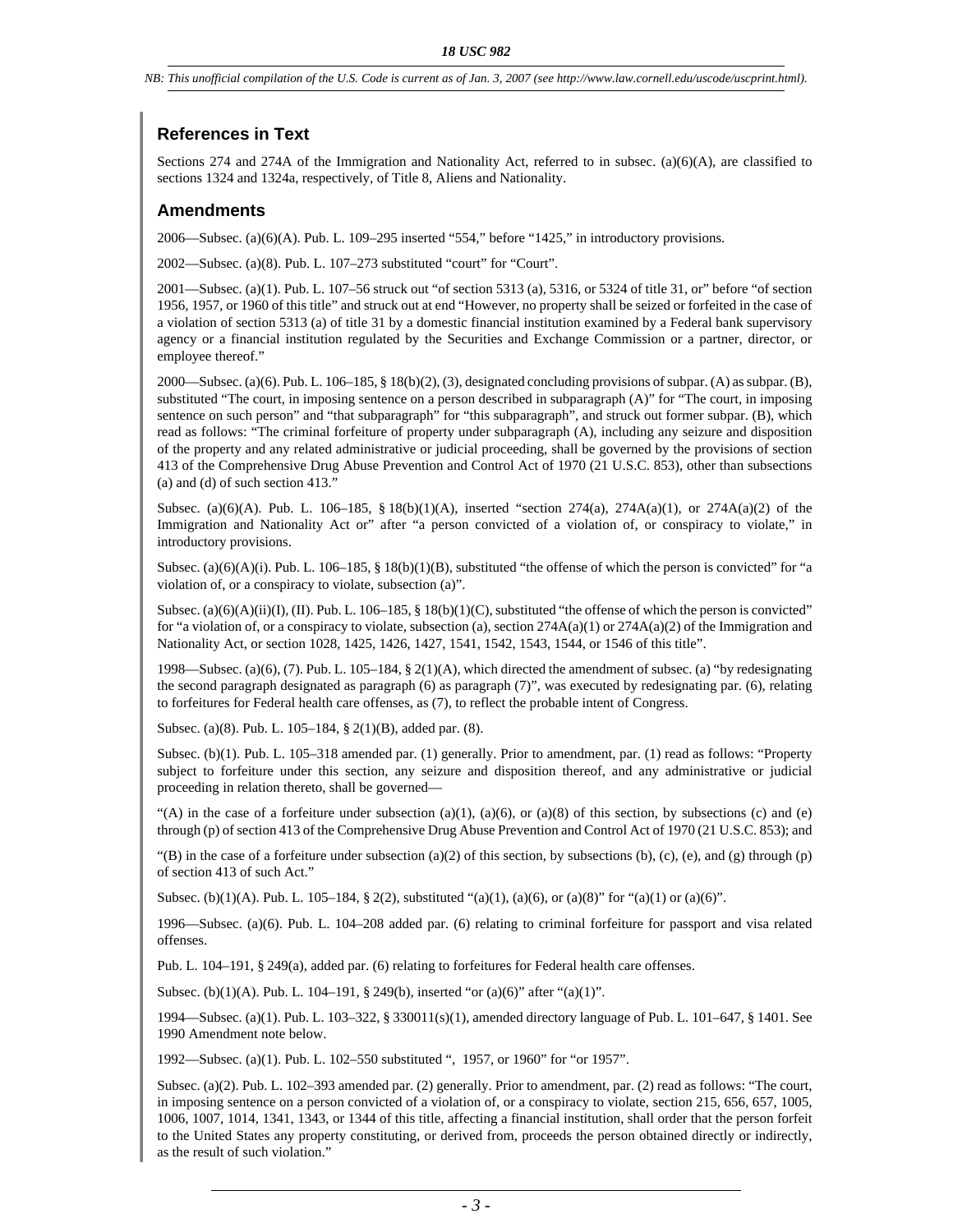## References in Text

Sections 274 and 274A of the Immigration and Nationality Act, referred to in subsec. (a)(6)(A), are classified to sections 1324 and 1324a, respectively, of Title 8, Aliens and Nationality.

## Amendments

2006—Subsec. (a)(6)(A). Pub. L. 109–295 inserted "554," before "1425," in introductory provisions.

2002—Subsec. (a)(8). Pub. L. 107–273 substituted "court" for "Court".

2001—Subsec. (a)(1). Pub. L. 107–56 struck out "of section 5313 (a), 5316, or 5324 of title 31, or" before "of section 1956, 1957, or 1960 of this title" and struck out at end "However, no property shall be seized or forfeited in the case of a violation of section 5313 (a) of title 31 by a domestic financial institution examined by a Federal bank supervisory agency or a financial institution regulated by the Securities and Exchange Commission or a partner, director, or employee thereof."

2000—Subsec. (a)(6). Pub. L. 106–185, § 18(b)(2), (3), designated concluding provisions of subpar. (A) as subpar. (B), substituted "The court, in imposing sentence on a person described in subparagraph (A)" for "The court, in imposing sentence on such person" and "that subparagraph" for "this subparagraph", and struck out former subpar. (B), which read as follows: "The criminal forfeiture of property under subparagraph (A), including any seizure and disposition of the property and any related administrative or judicial proceeding, shall be governed by the provisions of section 413 of the Comprehensive Drug Abuse Prevention and Control Act of 1970 (21 U.S.C. 853), other than subsections (a) and (d) of such section 413."

Subsec. (a)(6)(A). Pub. L. 106–185, § 18(b)(1)(A), inserted "section 274(a), 274A(a)(1), or 274A(a)(2) of the Immigration and Nationality Act or" after "a person convicted of a violation of, or conspiracy to violate," in introductory provisions.

Subsec. (a)(6)(A)(i). Pub. L. 106–185, § 18(b)(1)(B), substituted "the offense of which the person is convicted" for "a violation of, or a conspiracy to violate, subsection (a)".

Subsec. (a)(6)(A)(ii)(I), (II). Pub. L. 106–185, § 18(b)(1)(C), substituted "the offense of which the person is convicted" for "a violation of, or a conspiracy to violate, subsection (a), section 274A(a)(1) or 274A(a)(2) of the Immigration and Nationality Act, or section 1028, 1425, 1426, 1427, 1541, 1542, 1543, 1544, or 1546 of this title".

1998—Subsec. (a)(6), (7). Pub. L. 105–184, § 2(1)(A), which directed the amendment of subsec. (a) "by redesignating the second paragraph designated as paragraph (6) as paragraph (7)", was executed by redesignating par. (6), relating to forfeitures for Federal health care offenses, as (7), to reflect the probable intent of Congress.

Subsec. (a)(8). Pub. L. 105–184, § 2(1)(B), added par. (8).

Subsec. (b)(1). Pub. L. 105–318 amended par. (1) generally. Prior to amendment, par. (1) read as follows: "Property subject to forfeiture under this section, any seizure and disposition thereof, and any administrative or judicial proceeding in relation thereto, shall be governed—

"(A) in the case of a forfeiture under subsection (a)(1), (a)(6), or (a)(8) of this section, by subsections (c) and (e) through (p) of section 413 of the Comprehensive Drug Abuse Prevention and Control Act of 1970 (21 U.S.C. 853); and

"(B) in the case of a forfeiture under subsection (a)(2) of this section, by subsections (b), (c), (e), and (g) through (p) of section 413 of such Act."

Subsec. (b)(1)(A). Pub. L. 105–184, § 2(2), substituted "(a)(1), (a)(6), or (a)(8)" for "(a)(1) or (a)(6)".

1996—Subsec. (a)(6). Pub. L. 104–208 added par. (6) relating to criminal forfeiture for passport and visa related offenses.

Pub. L. 104–191, § 249(a), added par. (6) relating to forfeitures for Federal health care offenses.

Subsec. (b)(1)(A). Pub. L. 104–191, § 249(b), inserted "or (a)(6)" after "(a)(1)".

1994—Subsec. (a)(1). Pub. L. 103–322, § 330011(s)(1), amended directory language of Pub. L. 101–647, § 1401. See 1990 Amendment note below.

1992—Subsec. (a)(1). Pub. L. 102–550 substituted ", 1957, or 1960" for "or 1957".

Subsec. (a)(2). Pub. L. 102–393 amended par. (2) generally. Prior to amendment, par. (2) read as follows: "The court, in imposing sentence on a person convicted of a violation of, or a conspiracy to violate, section 215, 656, 657, 1005, 1006, 1007, 1014, 1341, 1343, or 1344 of this title, affecting a financial institution, shall order that the person forfeit to the United States any property constituting, or derived from, proceeds the person obtained directly or indirectly, as the result of such violation."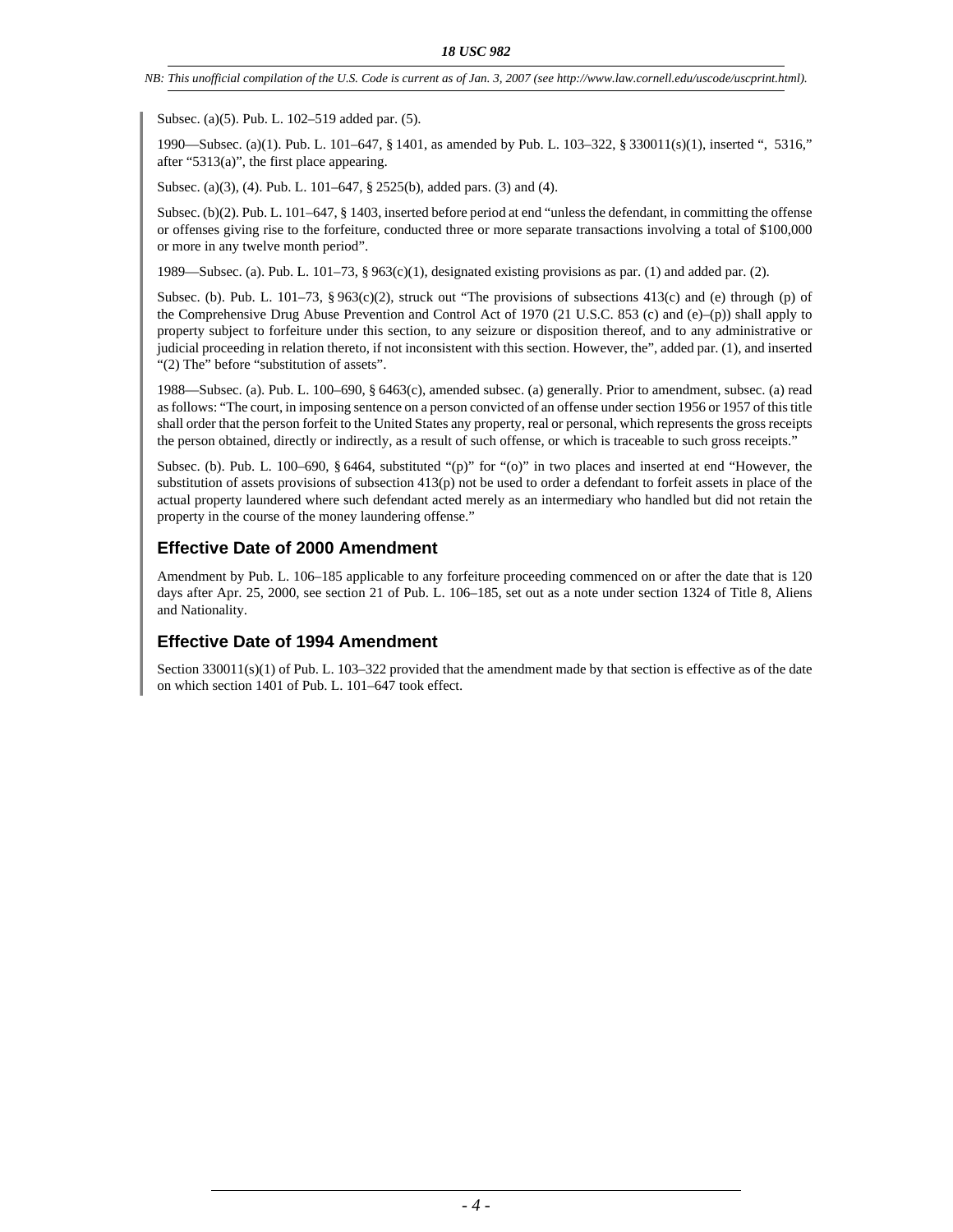Subsec. (a)(5). Pub. L. 102–519 added par. (5).

1990—Subsec. (a)(1). Pub. L. 101–647, § 1401, as amended by Pub. L. 103–322, § 330011(s)(1), inserted ", 5316," after "5313(a)", the first place appearing.

Subsec. (a)(3), (4). Pub. L. 101–647, § 2525(b), added pars. (3) and (4).

Subsec. (b)(2). Pub. L. 101–647, § 1403, inserted before period at end "unless the defendant, in committing the offense or offenses giving rise to the forfeiture, conducted three or more separate transactions involving a total of $100,000 or more in any twelve month period".

1989—Subsec. (a). Pub. L. 101–73, § 963(c)(1), designated existing provisions as par. (1) and added par. (2).

Subsec. (b). Pub. L. 101–73, § 963(c)(2), struck out "The provisions of subsections 413(c) and (e) through (p) of the Comprehensive Drug Abuse Prevention and Control Act of 1970 (21 U.S.C. 853 (c) and (e)–(p)) shall apply to property subject to forfeiture under this section, to any seizure or disposition thereof, and to any administrative or judicial proceeding in relation thereto, if not inconsistent with this section. However, the", added par. (1), and inserted "(2) The" before "substitution of assets".

1988—Subsec. (a). Pub. L. 100–690, § 6463(c), amended subsec. (a) generally. Prior to amendment, subsec. (a) read as follows: "The court, in imposing sentence on a person convicted of an offense under section 1956 or 1957 of this title shall order that the person forfeit to the United States any property, real or personal, which represents the gross receipts the person obtained, directly or indirectly, as a result of such offense, or which is traceable to such gross receipts."

Subsec. (b). Pub. L. 100–690, § 6464, substituted "(p)" for "(o)" in two places and inserted at end "However, the substitution of assets provisions of subsection 413(p) not be used to order a defendant to forfeit assets in place of the actual property laundered where such defendant acted merely as an intermediary who handled but did not retain the property in the course of the money laundering offense."

## Effective Date of 2000 Amendment

Amendment by Pub. L. 106–185 applicable to any forfeiture proceeding commenced on or after the date that is 120 days after Apr. 25, 2000, see section 21 of Pub. L. 106–185, set out as a note under section 1324 of Title 8, Aliens and Nationality.

## Effective Date of 1994 Amendment

Section 330011(s)(1) of Pub. L. 103–322 provided that the amendment made by that section is effective as of the date on which section 1401 of Pub. L. 101–647 took effect.